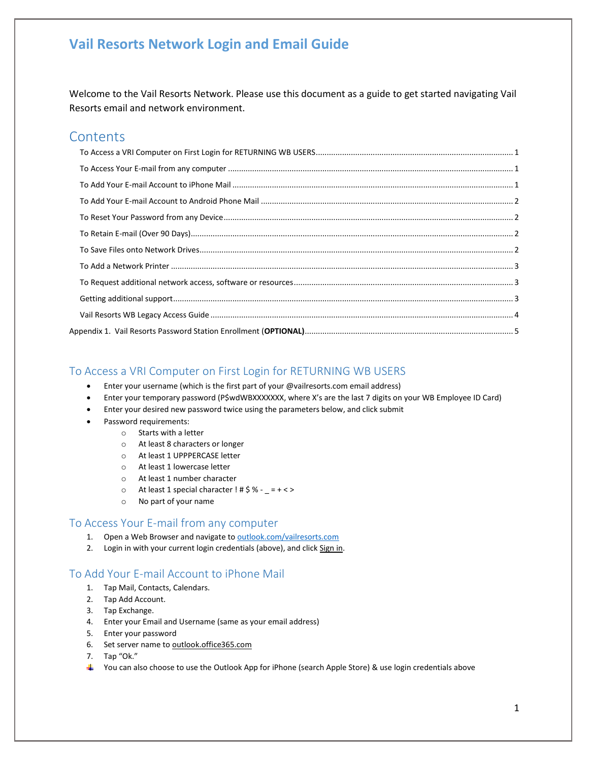# Vail Resorts Network Login and Email Guide

Welcome to the Vail Resorts Network. Please use this document as a guide to get started navigating Vail Resorts email and network environment.

## Contents

- To Access a VRI Computer on First Login for RETURNING WB USERS ........ 1
- To Access Your E-mail from any computer ........ 1
- To Add Your E-mail Account to iPhone Mail ........ 1
- To Add Your E-mail Account to Android Phone Mail ........ 2
- To Reset Your Password from any Device ........ 2
- To Retain E-mail (Over 90 Days) ........ 2
- To Save Files onto Network Drives ........ 2
- To Add a Network Printer ........ 3
- To Request additional network access, software or resources ........ 3
- Getting additional support ........ 3
- Vail Resorts WB Legacy Access Guide ........ 4

Appendix 1. Vail Resorts Password Station Enrollment (**OPTIONAL**) ........ 5

## To Access a VRI Computer on First Login for RETURNING WB USERS

- Enter your username (which is the first part of your @vailresorts.com email address)
- Enter your temporary password (P$wdWBXXXXXXX, where X's are the last 7 digits on your WB Employee ID Card)
- Enter your desired new password twice using the parameters below, and click submit
- Password requirements:
  - Starts with a letter
  - At least 8 characters or longer
  - At least 1 UPPPERCASE letter
  - At least 1 lowercase letter
  - At least 1 number character
  - At least 1 special character ! # $ % - _ = + < >
  - No part of your name

## To Access Your E-mail from any computer

1. Open a Web Browser and navigate to outlook.com/vailresorts.com
2. Login in with your current login credentials (above), and click Sign in.

## To Add Your E-mail Account to iPhone Mail

1. Tap Mail, Contacts, Calendars.
2. Tap Add Account.
3. Tap Exchange.
4. Enter your Email and Username (same as your email address)
5. Enter your password
6. Set server name to outlook.office365.com
7. Tap "Ok."

- You can also choose to use the Outlook App for iPhone (search Apple Store) & use login credentials above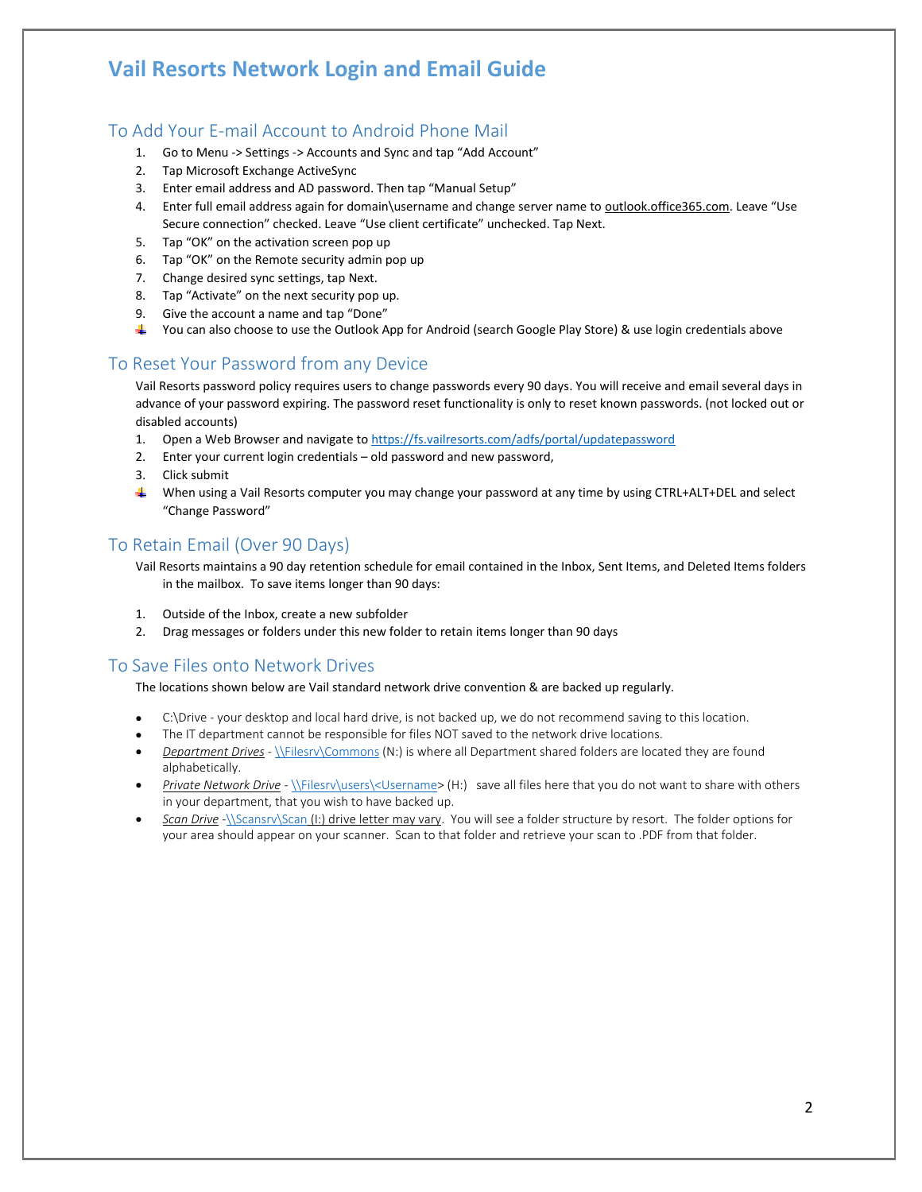# Vail Resorts Network Login and Email Guide

## To Add Your E-mail Account to Android Phone Mail

1. Go to Menu -> Settings -> Accounts and Sync and tap "Add Account"
2. Tap Microsoft Exchange ActiveSync
3. Enter email address and AD password. Then tap "Manual Setup"
4. Enter full email address again for domain\username and change server name to outlook.office365.com. Leave "Use Secure connection" checked. Leave "Use client certificate" unchecked. Tap Next.
5. Tap "OK" on the activation screen pop up
6. Tap "OK" on the Remote security admin pop up
7. Change desired sync settings, tap Next.
8. Tap "Activate" on the next security pop up.
9. Give the account a name and tap "Done"

- You can also choose to use the Outlook App for Android (search Google Play Store) & use login credentials above

## To Reset Your Password from any Device

Vail Resorts password policy requires users to change passwords every 90 days. You will receive and email several days in advance of your password expiring. The password reset functionality is only to reset known passwords. (not locked out or disabled accounts)

1. Open a Web Browser and navigate to https://fs.vailresorts.com/adfs/portal/updatepassword
2. Enter your current login credentials – old password and new password,
3. Click submit

- When using a Vail Resorts computer you may change your password at any time by using CTRL+ALT+DEL and select "Change Password"

## To Retain Email (Over 90 Days)

Vail Resorts maintains a 90 day retention schedule for email contained in the Inbox, Sent Items, and Deleted Items folders in the mailbox. To save items longer than 90 days:

1. Outside of the Inbox, create a new subfolder
2. Drag messages or folders under this new folder to retain items longer than 90 days

## To Save Files onto Network Drives

The locations shown below are Vail standard network drive convention & are backed up regularly.

- C:\Drive - your desktop and local hard drive, is not backed up, we do not recommend saving to this location.
- The IT department cannot be responsible for files NOT saved to the network drive locations.
- *Department Drives* - \\Filesrv\Commons (N:) is where all Department shared folders are located they are found alphabetically.
- *Private Network Drive* - \\Filesrv\users\<Username> (H:) save all files here that you do not want to share with others in your department, that you wish to have backed up.
- *Scan Drive* -\\Scansrv\Scan (I:) drive letter may vary. You will see a folder structure by resort. The folder options for your area should appear on your scanner. Scan to that folder and retrieve your scan to .PDF from that folder.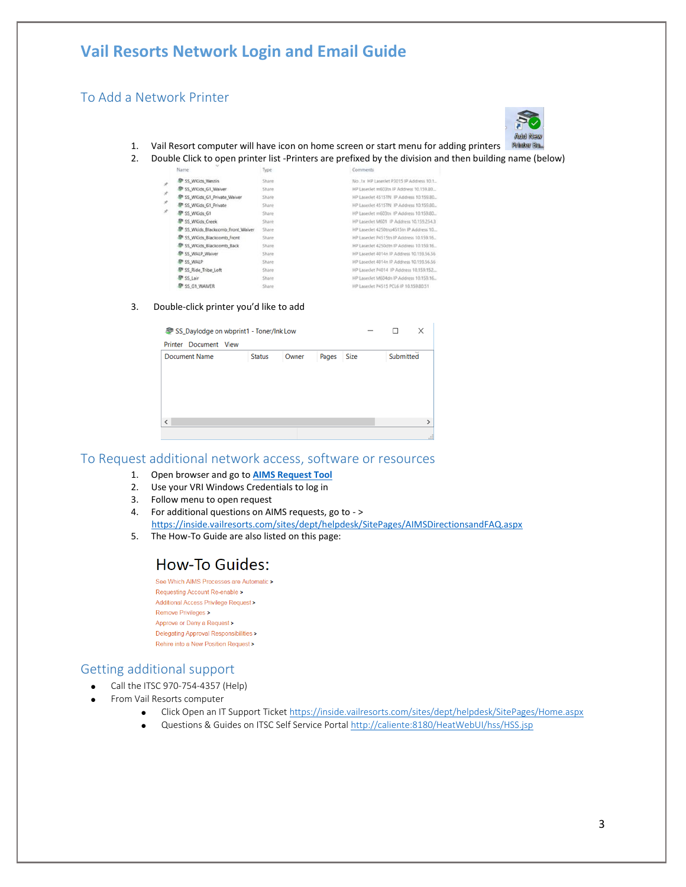# Vail Resorts Network Login and Email Guide

## To Add a Network Printer

1. Vail Resort computer will have icon on home screen or start menu for adding printers
2. Double Click to open printer list -Printers are prefixed by the division and then building name (below)
3. Double-click printer you'd like to add

## To Request additional network access, software or resources

1. Open browser and go to **AIMS Request Tool**
2. Use your VRI Windows Credentials to log in
3. Follow menu to open request
4. For additional questions on AIMS requests, go to - > https://inside.vailresorts.com/sites/dept/helpdesk/SitePages/AIMSDirectionsandFAQ.aspx
5. The How-To Guide are also listed on this page:

## How-To Guides:

- See Which AIMS Processes are Automatic >
- Requesting Account Re-enable >
- Additional Access Privilege Request >
- Remove Privileges >
- Approve or Deny a Request >
- Delegating Approval Responsibilities >
- Rehire into a New Position Request >

## Getting additional support

- Call the ITSC 970-754-4357 (Help)
- From Vail Resorts computer
  - Click Open an IT Support Ticket https://inside.vailresorts.com/sites/dept/helpdesk/SitePages/Home.aspx
  - Questions & Guides on ITSC Self Service Portal http://caliente:8180/HeatWebUI/hss/HSS.jsp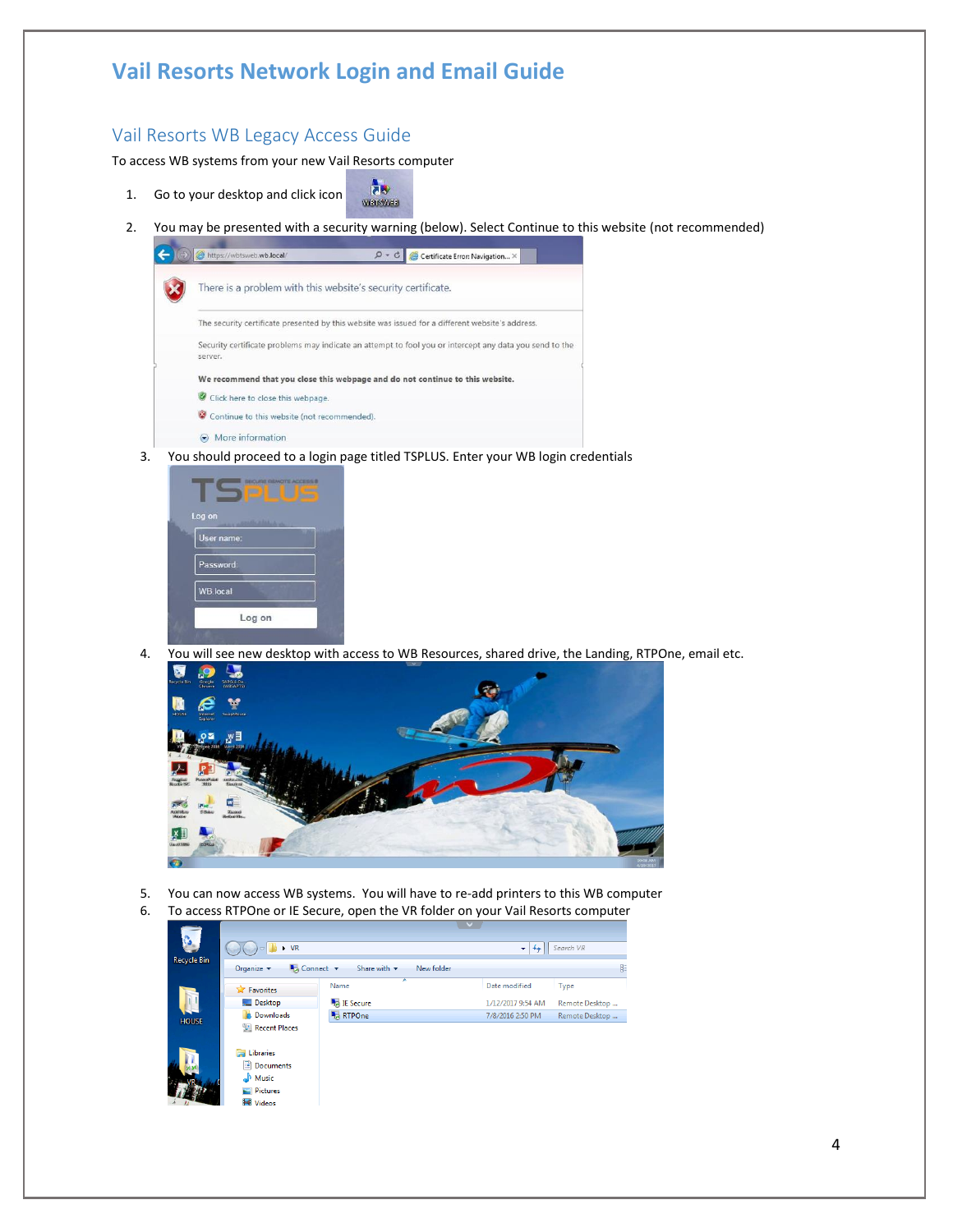# Vail Resorts Network Login and Email Guide

## Vail Resorts WB Legacy Access Guide

To access WB systems from your new Vail Resorts computer

1. Go to your desktop and click icon
2. You may be presented with a security warning (below). Select Continue to this website (not recommended)
3. You should proceed to a login page titled TSPLUS. Enter your WB login credentials
4. You will see new desktop with access to WB Resources, shared drive, the Landing, RTPOne, email etc.
5. You can now access WB systems. You will have to re-add printers to this WB computer
6. To access RTPOne or IE Secure, open the VR folder on your Vail Resorts computer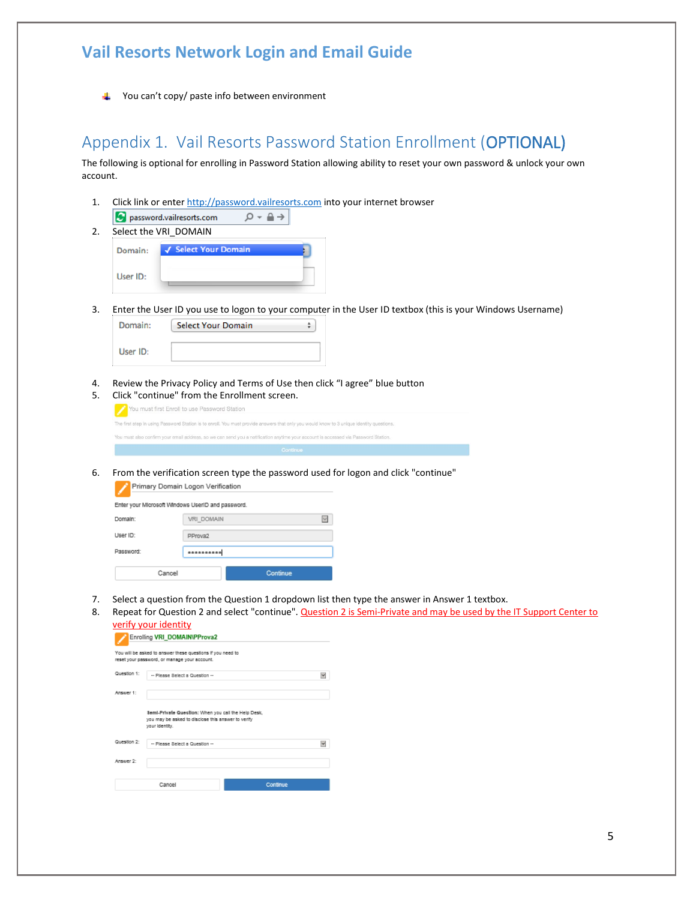- You can't copy/ paste info between environment

## Appendix 1. Vail Resorts Password Station Enrollment (OPTIONAL)

The following is optional for enrolling in Password Station allowing ability to reset your own password & unlock your own account.

1. Click link or enter http://password.vailresorts.com into your internet browser
2. Select the VRI_DOMAIN
3. Enter the User ID you use to logon to your computer in the User ID textbox (this is your Windows Username)
4. Review the Privacy Policy and Terms of Use then click "I agree" blue button
5. Click "continue" from the Enrollment screen.
6. From the verification screen type the password used for logon and click "continue"
7. Select a question from the Question 1 dropdown list then type the answer in Answer 1 textbox.
8. Repeat for Question 2 and select "continue". Question 2 is Semi-Private and may be used by the IT Support Center to verify your identity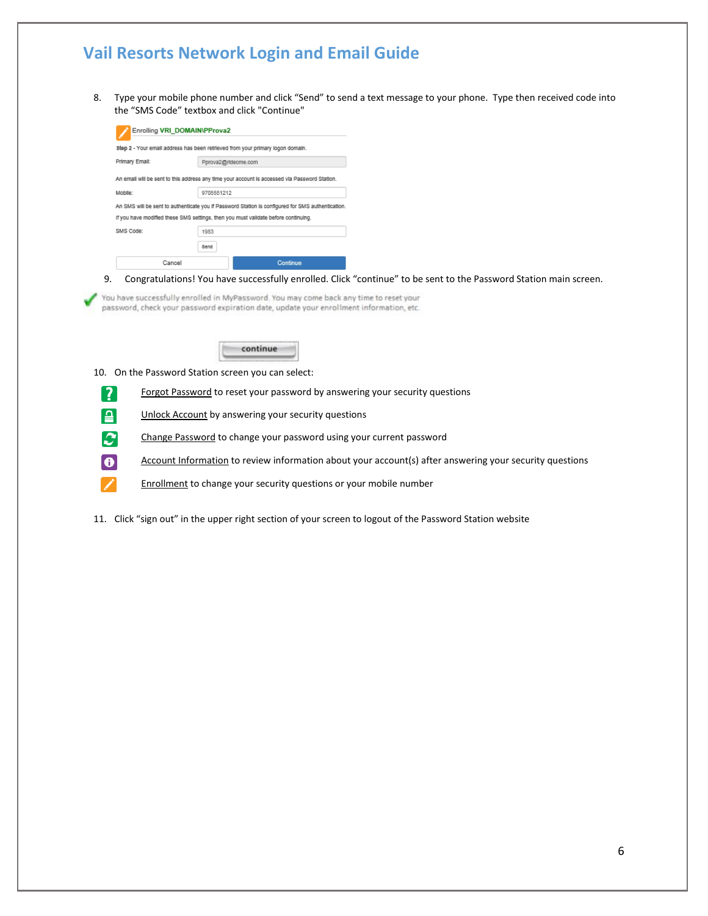8. Type your mobile phone number and click "Send" to send a text message to your phone. Type then received code into the "SMS Code" textbox and click "Continue"

Enrolling VRI_DOMAIN\PProva2

Step 2 - Your email address has been retrieved from your primary logon domain.

Primary Email: Pprova2@ridecme.com

An email will be sent to this address any time your account is accessed via Password Station.

Mobile: 9705551212

An SMS will be sent to authenticate you if Password Station is configured for SMS authentication.

If you have modified these SMS settings, then you must validate before continuing.

SMS Code: 1953

Send

Cancel Continue

9. Congratulations! You have successfully enrolled. Click "continue" to be sent to the Password Station main screen.

You have successfully enrolled in MyPassword. You may come back any time to reset your password, check your password expiration date, update your enrollment information, etc.

continue

10. On the Password Station screen you can select:

- Forgot Password to reset your password by answering your security questions
- Unlock Account by answering your security questions
- Change Password to change your password using your current password
- Account Information to review information about your account(s) after answering your security questions
- Enrollment to change your security questions or your mobile number

11. Click "sign out" in the upper right section of your screen to logout of the Password Station website